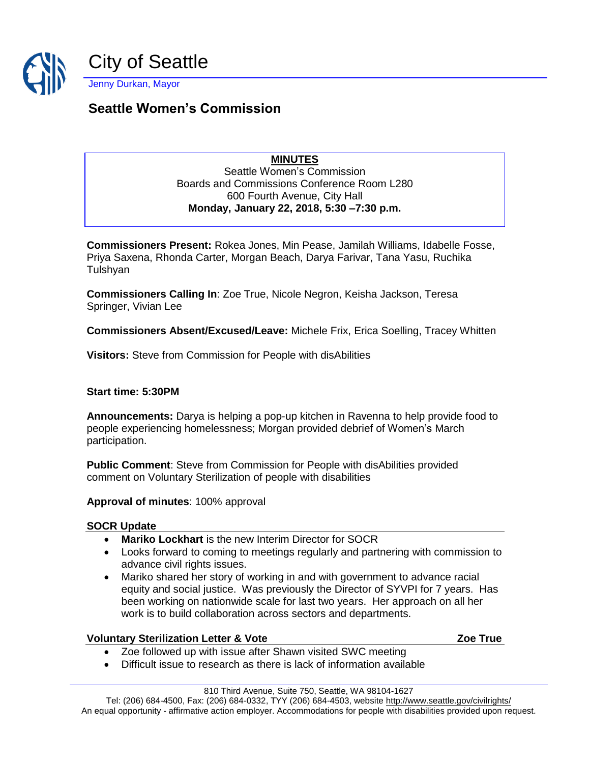# City of Seattle

Jenny Durkan, Mayor

## Seattle Women's Commission

**MINUTES**
Seattle Women's Commission
Boards and Commissions Conference Room L280
600 Fourth Avenue, City Hall
**Monday, January 22, 2018, 5:30 –7:30 p.m.**

**Commissioners Present:** Rokea Jones, Min Pease, Jamilah Williams, Idabelle Fosse, Priya Saxena, Rhonda Carter, Morgan Beach, Darya Farivar, Tana Yasu, Ruchika Tulshyan

**Commissioners Calling In**: Zoe True, Nicole Negron, Keisha Jackson, Teresa Springer, Vivian Lee

**Commissioners Absent/Excused/Leave:** Michele Frix, Erica Soelling, Tracey Whitten

**Visitors:** Steve from Commission for People with disAbilities

**Start time: 5:30PM**

**Announcements:** Darya is helping a pop-up kitchen in Ravenna to help provide food to people experiencing homelessness; Morgan provided debrief of Women's March participation.

**Public Comment**: Steve from Commission for People with disAbilities provided comment on Voluntary Sterilization of people with disabilities

**Approval of minutes**: 100% approval

**SOCR Update**

- **Mariko Lockhart** is the new Interim Director for SOCR
- Looks forward to coming to meetings regularly and partnering with commission to advance civil rights issues.
- Mariko shared her story of working in and with government to advance racial equity and social justice. Was previously the Director of SYVPI for 7 years. Has been working on nationwide scale for last two years. Her approach on all her work is to build collaboration across sectors and departments.

**Voluntary Sterilization Letter & Vote** — **Zoe True**

- Zoe followed up with issue after Shawn visited SWC meeting
- Difficult issue to research as there is lack of information available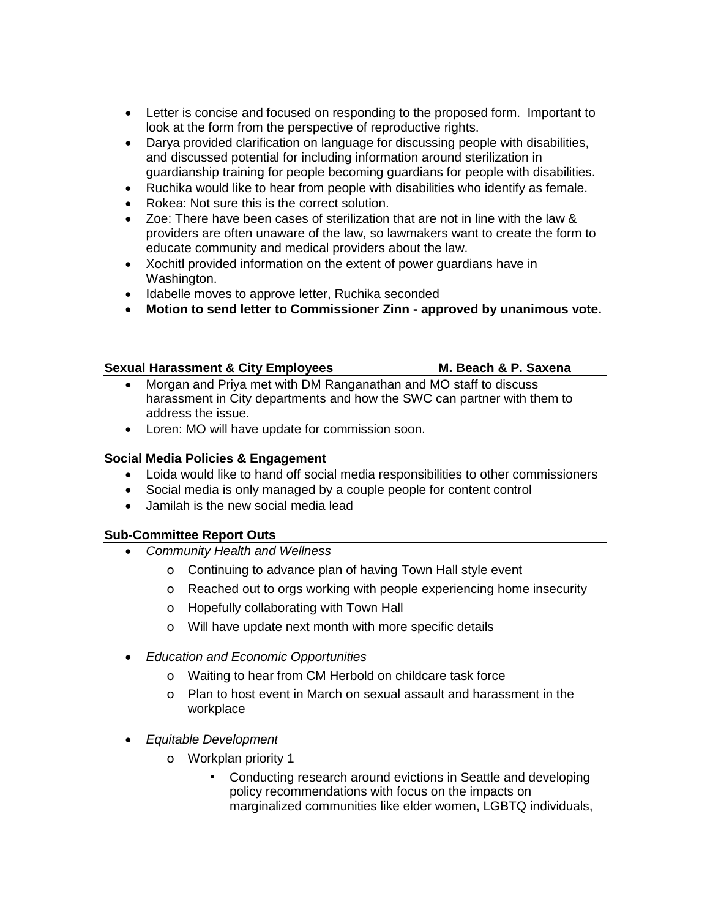- Letter is concise and focused on responding to the proposed form. Important to look at the form from the perspective of reproductive rights.
- Darya provided clarification on language for discussing people with disabilities, and discussed potential for including information around sterilization in guardianship training for people becoming guardians for people with disabilities.
- Ruchika would like to hear from people with disabilities who identify as female.
- Rokea: Not sure this is the correct solution.
- Zoe: There have been cases of sterilization that are not in line with the law & providers are often unaware of the law, so lawmakers want to create the form to educate community and medical providers about the law.
- Xochitl provided information on the extent of power guardians have in Washington.
- Idabelle moves to approve letter, Ruchika seconded
- **Motion to send letter to Commissioner Zinn - approved by unanimous vote.**

**Sexual Harassment & City Employees — M. Beach & P. Saxena**

- Morgan and Priya met with DM Ranganathan and MO staff to discuss harassment in City departments and how the SWC can partner with them to address the issue.
- Loren: MO will have update for commission soon.

**Social Media Policies & Engagement**

- Loida would like to hand off social media responsibilities to other commissioners
- Social media is only managed by a couple people for content control
- Jamilah is the new social media lead

**Sub-Committee Report Outs**

- *Community Health and Wellness*
  - Continuing to advance plan of having Town Hall style event
  - Reached out to orgs working with people experiencing home insecurity
  - Hopefully collaborating with Town Hall
  - Will have update next month with more specific details

- *Education and Economic Opportunities*
  - Waiting to hear from CM Herbold on childcare task force
  - Plan to host event in March on sexual assault and harassment in the workplace

- *Equitable Development*
  - Workplan priority 1
    - Conducting research around evictions in Seattle and developing policy recommendations with focus on the impacts on marginalized communities like elder women, LGBTQ individuals,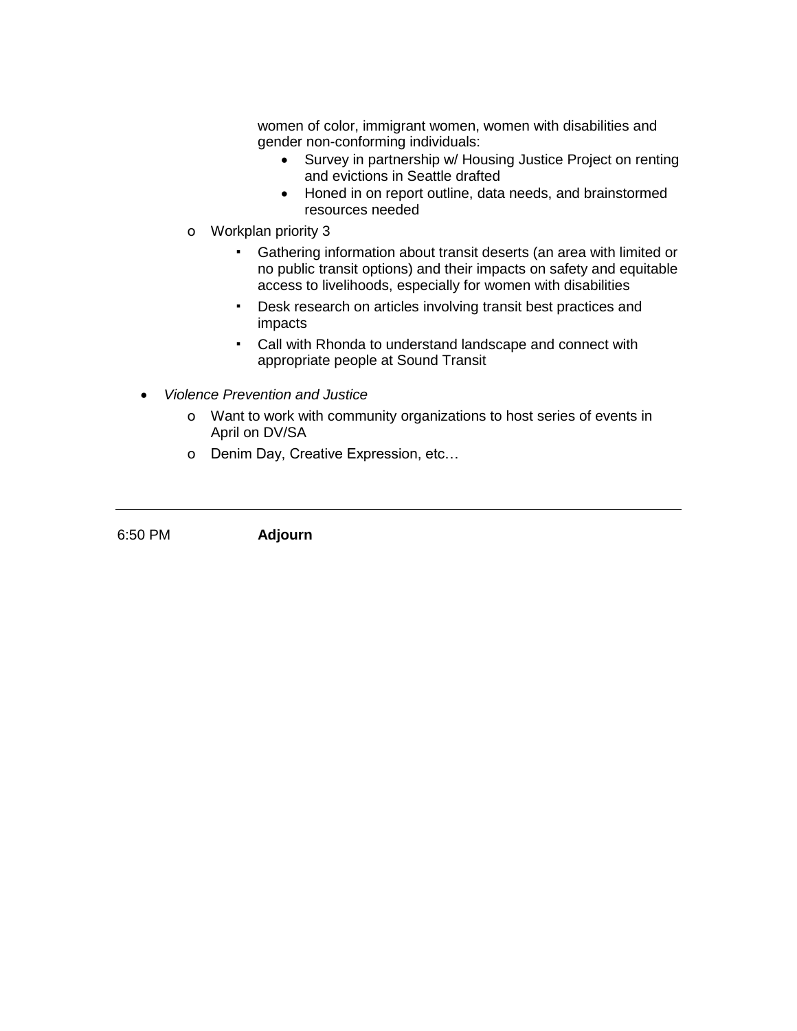women of color, immigrant women, women with disabilities and gender non-conforming individuals:

- Survey in partnership w/ Housing Justice Project on renting and evictions in Seattle drafted
- Honed in on report outline, data needs, and brainstormed resources needed

- Workplan priority 3
  - Gathering information about transit deserts (an area with limited or no public transit options) and their impacts on safety and equitable access to livelihoods, especially for women with disabilities
  - Desk research on articles involving transit best practices and impacts
  - Call with Rhonda to understand landscape and connect with appropriate people at Sound Transit

- *Violence Prevention and Justice*
  - Want to work with community organizations to host series of events in April on DV/SA
  - Denim Day, Creative Expression, etc…

---

6:50 PM **Adjourn**